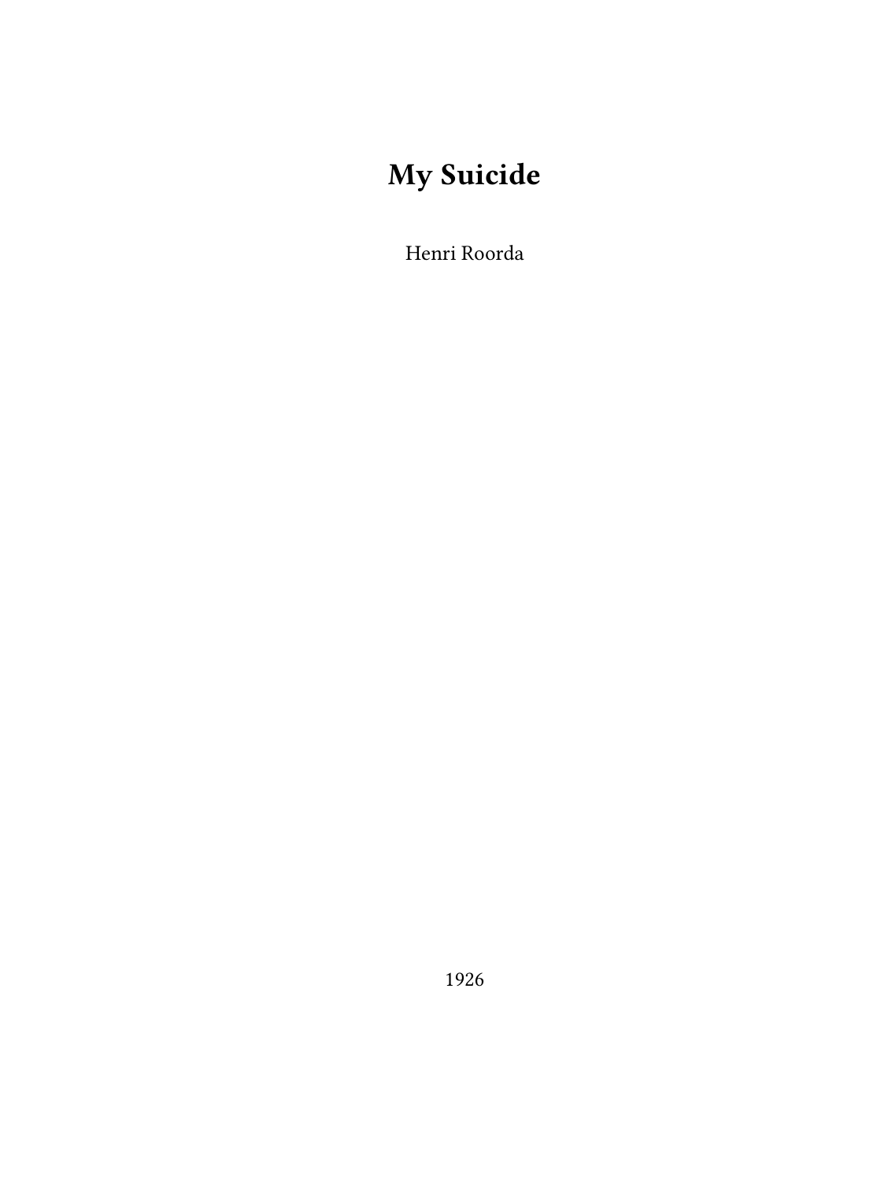# My Suicide

Henri Roorda

1926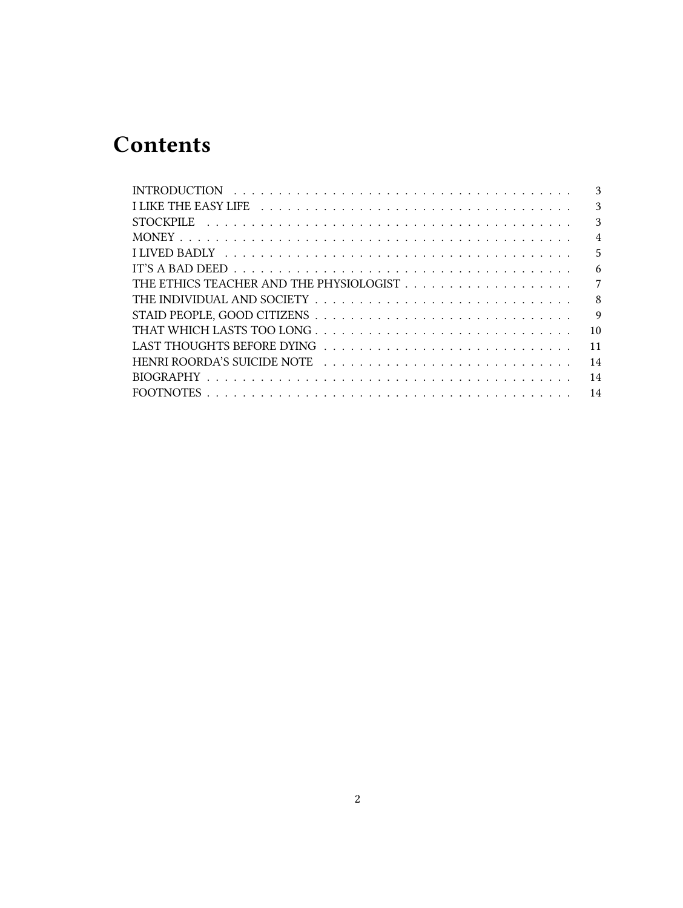# Contents

- INTRODUCTION . . . 3
- I LIKE THE EASY LIFE . . . 3
- STOCKPILE . . . 3
- MONEY . . . 4
- I LIVED BADLY . . . 5
- IT'S A BAD DEED . . . 6
- THE ETHICS TEACHER AND THE PHYSIOLOGIST . . . 7
- THE INDIVIDUAL AND SOCIETY . . . 8
- STAID PEOPLE, GOOD CITIZENS . . . 9
- THAT WHICH LASTS TOO LONG . . . 10
- LAST THOUGHTS BEFORE DYING . . . 11
- HENRI ROORDA'S SUICIDE NOTE . . . 14
- BIOGRAPHY . . . 14
- FOOTNOTES . . . 14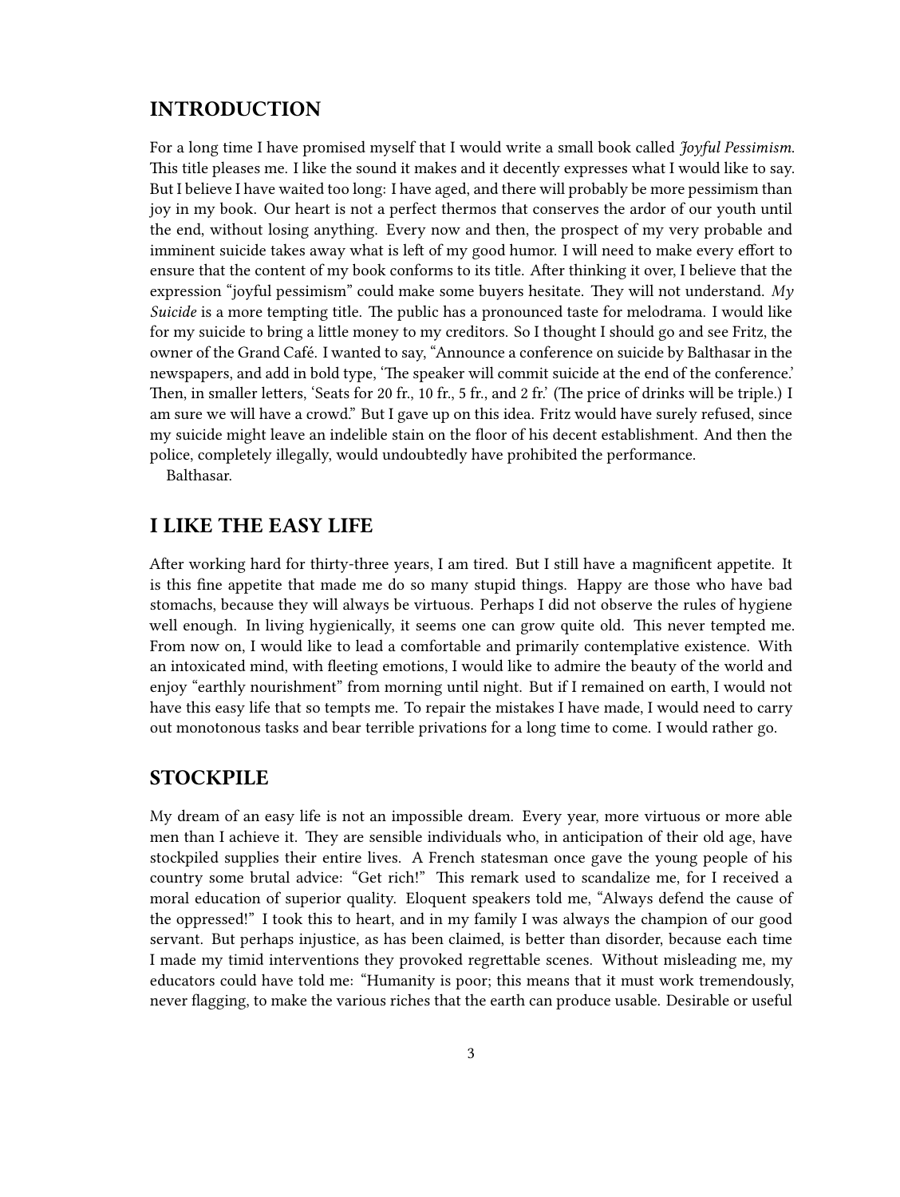## INTRODUCTION

For a long time I have promised myself that I would write a small book called *Joyful Pessimism*. This title pleases me. I like the sound it makes and it decently expresses what I would like to say. But I believe I have waited too long: I have aged, and there will probably be more pessimism than joy in my book. Our heart is not a perfect thermos that conserves the ardor of our youth until the end, without losing anything. Every now and then, the prospect of my very probable and imminent suicide takes away what is left of my good humor. I will need to make every effort to ensure that the content of my book conforms to its title. After thinking it over, I believe that the expression "joyful pessimism" could make some buyers hesitate. They will not understand. *My Suicide* is a more tempting title. The public has a pronounced taste for melodrama. I would like for my suicide to bring a little money to my creditors. So I thought I should go and see Fritz, the owner of the Grand Café. I wanted to say, "Announce a conference on suicide by Balthasar in the newspapers, and add in bold type, 'The speaker will commit suicide at the end of the conference.' Then, in smaller letters, 'Seats for 20 fr., 10 fr., 5 fr., and 2 fr.' (The price of drinks will be triple.) I am sure we will have a crowd." But I gave up on this idea. Fritz would have surely refused, since my suicide might leave an indelible stain on the floor of his decent establishment. And then the police, completely illegally, would undoubtedly have prohibited the performance.

Balthasar.

## I LIKE THE EASY LIFE

After working hard for thirty-three years, I am tired. But I still have a magnificent appetite. It is this fine appetite that made me do so many stupid things. Happy are those who have bad stomachs, because they will always be virtuous. Perhaps I did not observe the rules of hygiene well enough. In living hygienically, it seems one can grow quite old. This never tempted me. From now on, I would like to lead a comfortable and primarily contemplative existence. With an intoxicated mind, with fleeting emotions, I would like to admire the beauty of the world and enjoy "earthly nourishment" from morning until night. But if I remained on earth, I would not have this easy life that so tempts me. To repair the mistakes I have made, I would need to carry out monotonous tasks and bear terrible privations for a long time to come. I would rather go.

## STOCKPILE

My dream of an easy life is not an impossible dream. Every year, more virtuous or more able men than I achieve it. They are sensible individuals who, in anticipation of their old age, have stockpiled supplies their entire lives. A French statesman once gave the young people of his country some brutal advice: "Get rich!" This remark used to scandalize me, for I received a moral education of superior quality. Eloquent speakers told me, "Always defend the cause of the oppressed!" I took this to heart, and in my family I was always the champion of our good servant. But perhaps injustice, as has been claimed, is better than disorder, because each time I made my timid interventions they provoked regrettable scenes. Without misleading me, my educators could have told me: "Humanity is poor; this means that it must work tremendously, never flagging, to make the various riches that the earth can produce usable. Desirable or useful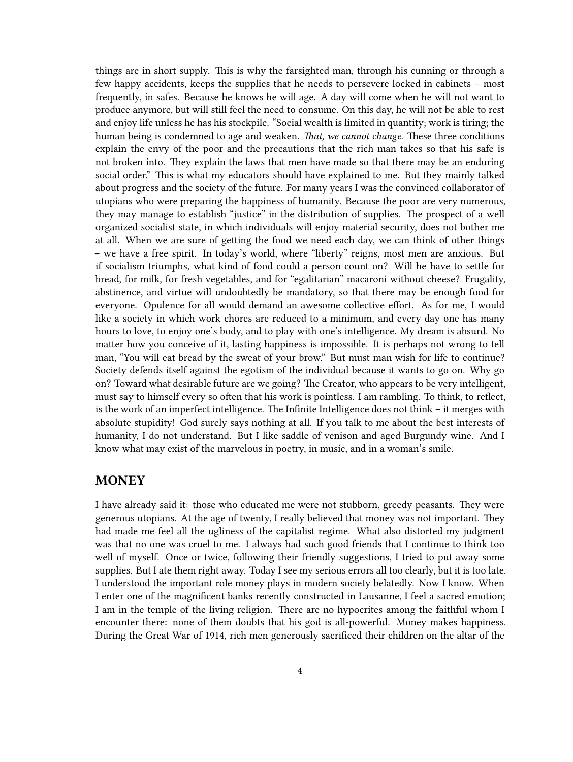things are in short supply. This is why the farsighted man, through his cunning or through a few happy accidents, keeps the supplies that he needs to persevere locked in cabinets – most frequently, in safes. Because he knows he will age. A day will come when he will not want to produce anymore, but will still feel the need to consume. On this day, he will not be able to rest and enjoy life unless he has his stockpile. "Social wealth is limited in quantity; work is tiring; the human being is condemned to age and weaken. *That, we cannot change.* These three conditions explain the envy of the poor and the precautions that the rich man takes so that his safe is not broken into. They explain the laws that men have made so that there may be an enduring social order." This is what my educators should have explained to me. But they mainly talked about progress and the society of the future. For many years I was the convinced collaborator of utopians who were preparing the happiness of humanity. Because the poor are very numerous, they may manage to establish "justice" in the distribution of supplies. The prospect of a well organized socialist state, in which individuals will enjoy material security, does not bother me at all. When we are sure of getting the food we need each day, we can think of other things – we have a free spirit. In today's world, where "liberty" reigns, most men are anxious. But if socialism triumphs, what kind of food could a person count on? Will he have to settle for bread, for milk, for fresh vegetables, and for "egalitarian" macaroni without cheese? Frugality, abstinence, and virtue will undoubtedly be mandatory, so that there may be enough food for everyone. Opulence for all would demand an awesome collective effort. As for me, I would like a society in which work chores are reduced to a minimum, and every day one has many hours to love, to enjoy one's body, and to play with one's intelligence. My dream is absurd. No matter how you conceive of it, lasting happiness is impossible. It is perhaps not wrong to tell man, "You will eat bread by the sweat of your brow." But must man wish for life to continue? Society defends itself against the egotism of the individual because it wants to go on. Why go on? Toward what desirable future are we going? The Creator, who appears to be very intelligent, must say to himself every so often that his work is pointless. I am rambling. To think, to reflect, is the work of an imperfect intelligence. The Infinite Intelligence does not think – it merges with absolute stupidity! God surely says nothing at all. If you talk to me about the best interests of humanity, I do not understand. But I like saddle of venison and aged Burgundy wine. And I know what may exist of the marvelous in poetry, in music, and in a woman's smile.

## MONEY

I have already said it: those who educated me were not stubborn, greedy peasants. They were generous utopians. At the age of twenty, I really believed that money was not important. They had made me feel all the ugliness of the capitalist regime. What also distorted my judgment was that no one was cruel to me. I always had such good friends that I continue to think too well of myself. Once or twice, following their friendly suggestions, I tried to put away some supplies. But I ate them right away. Today I see my serious errors all too clearly, but it is too late. I understood the important role money plays in modern society belatedly. Now I know. When I enter one of the magnificent banks recently constructed in Lausanne, I feel a sacred emotion; I am in the temple of the living religion. There are no hypocrites among the faithful whom I encounter there: none of them doubts that his god is all-powerful. Money makes happiness. During the Great War of 1914, rich men generously sacrificed their children on the altar of the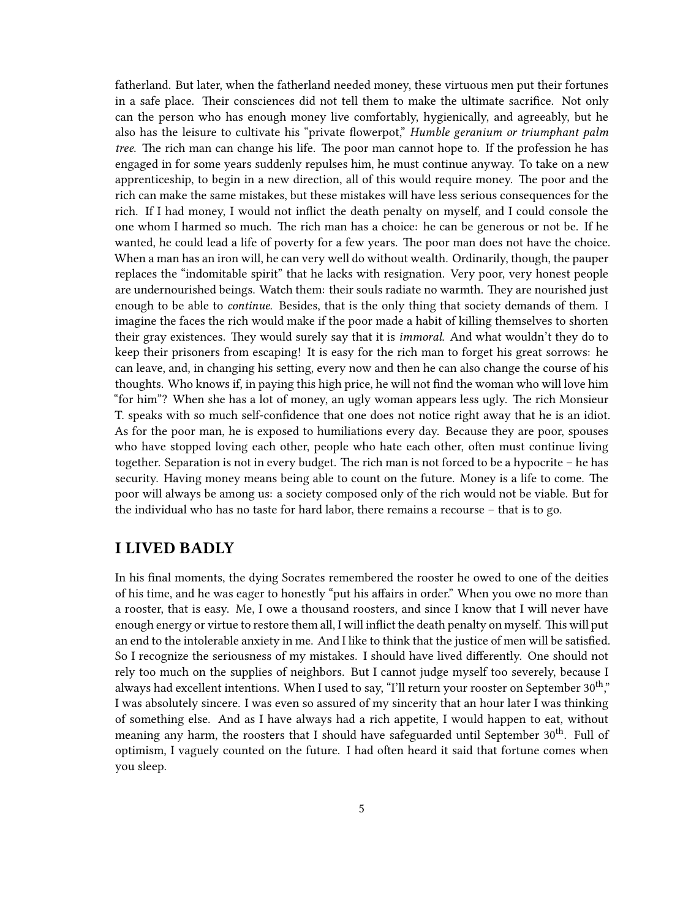fatherland. But later, when the fatherland needed money, these virtuous men put their fortunes in a safe place. Their consciences did not tell them to make the ultimate sacrifice. Not only can the person who has enough money live comfortably, hygienically, and agreeably, but he also has the leisure to cultivate his "private flowerpot," *Humble geranium or triumphant palm tree.* The rich man can change his life. The poor man cannot hope to. If the profession he has engaged in for some years suddenly repulses him, he must continue anyway. To take on a new apprenticeship, to begin in a new direction, all of this would require money. The poor and the rich can make the same mistakes, but these mistakes will have less serious consequences for the rich. If I had money, I would not inflict the death penalty on myself, and I could console the one whom I harmed so much. The rich man has a choice: he can be generous or not be. If he wanted, he could lead a life of poverty for a few years. The poor man does not have the choice. When a man has an iron will, he can very well do without wealth. Ordinarily, though, the pauper replaces the "indomitable spirit" that he lacks with resignation. Very poor, very honest people are undernourished beings. Watch them: their souls radiate no warmth. They are nourished just enough to be able to *continue.* Besides, that is the only thing that society demands of them. I imagine the faces the rich would make if the poor made a habit of killing themselves to shorten their gray existences. They would surely say that it is *immoral.* And what wouldn't they do to keep their prisoners from escaping! It is easy for the rich man to forget his great sorrows: he can leave, and, in changing his setting, every now and then he can also change the course of his thoughts. Who knows if, in paying this high price, he will not find the woman who will love him "for him"? When she has a lot of money, an ugly woman appears less ugly. The rich Monsieur T. speaks with so much self-confidence that one does not notice right away that he is an idiot. As for the poor man, he is exposed to humiliations every day. Because they are poor, spouses who have stopped loving each other, people who hate each other, often must continue living together. Separation is not in every budget. The rich man is not forced to be a hypocrite – he has security. Having money means being able to count on the future. Money is a life to come. The poor will always be among us: a society composed only of the rich would not be viable. But for the individual who has no taste for hard labor, there remains a recourse – that is to go.

## I LIVED BADLY

In his final moments, the dying Socrates remembered the rooster he owed to one of the deities of his time, and he was eager to honestly "put his affairs in order." When you owe no more than a rooster, that is easy. Me, I owe a thousand roosters, and since I know that I will never have enough energy or virtue to restore them all, I will inflict the death penalty on myself. This will put an end to the intolerable anxiety in me. And I like to think that the justice of men will be satisfied. So I recognize the seriousness of my mistakes. I should have lived differently. One should not rely too much on the supplies of neighbors. But I cannot judge myself too severely, because I always had excellent intentions. When I used to say, "I'll return your rooster on September 30th," I was absolutely sincere. I was even so assured of my sincerity that an hour later I was thinking of something else. And as I have always had a rich appetite, I would happen to eat, without meaning any harm, the roosters that I should have safeguarded until September 30th. Full of optimism, I vaguely counted on the future. I had often heard it said that fortune comes when you sleep.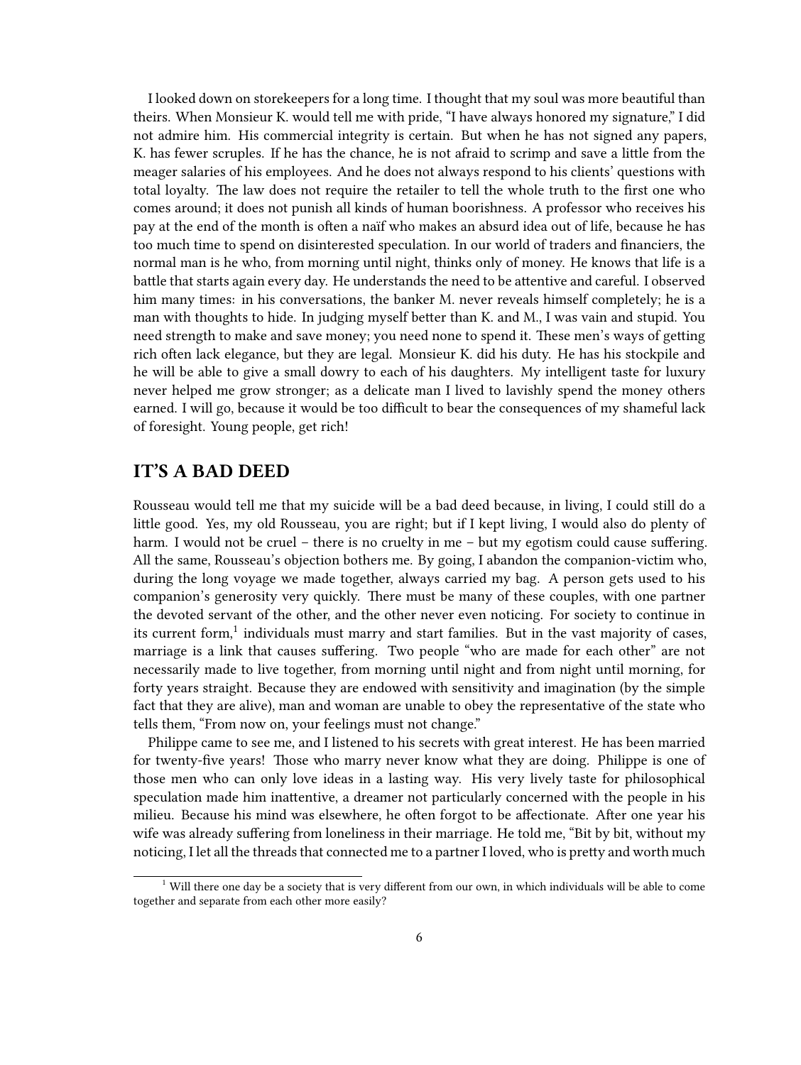I looked down on storekeepers for a long time. I thought that my soul was more beautiful than theirs. When Monsieur K. would tell me with pride, "I have always honored my signature," I did not admire him. His commercial integrity is certain. But when he has not signed any papers, K. has fewer scruples. If he has the chance, he is not afraid to scrimp and save a little from the meager salaries of his employees. And he does not always respond to his clients' questions with total loyalty. The law does not require the retailer to tell the whole truth to the first one who comes around; it does not punish all kinds of human boorishness. A professor who receives his pay at the end of the month is often a naïf who makes an absurd idea out of life, because he has too much time to spend on disinterested speculation. In our world of traders and financiers, the normal man is he who, from morning until night, thinks only of money. He knows that life is a battle that starts again every day. He understands the need to be attentive and careful. I observed him many times: in his conversations, the banker M. never reveals himself completely; he is a man with thoughts to hide. In judging myself better than K. and M., I was vain and stupid. You need strength to make and save money; you need none to spend it. These men's ways of getting rich often lack elegance, but they are legal. Monsieur K. did his duty. He has his stockpile and he will be able to give a small dowry to each of his daughters. My intelligent taste for luxury never helped me grow stronger; as a delicate man I lived to lavishly spend the money others earned. I will go, because it would be too difficult to bear the consequences of my shameful lack of foresight. Young people, get rich!

## IT'S A BAD DEED

Rousseau would tell me that my suicide will be a bad deed because, in living, I could still do a little good. Yes, my old Rousseau, you are right; but if I kept living, I would also do plenty of harm. I would not be cruel – there is no cruelty in me – but my egotism could cause suffering. All the same, Rousseau's objection bothers me. By going, I abandon the companion-victim who, during the long voyage we made together, always carried my bag. A person gets used to his companion's generosity very quickly. There must be many of these couples, with one partner the devoted servant of the other, and the other never even noticing. For society to continue in its current form,[1] individuals must marry and start families. But in the vast majority of cases, marriage is a link that causes suffering. Two people "who are made for each other" are not necessarily made to live together, from morning until night and from night until morning, for forty years straight. Because they are endowed with sensitivity and imagination (by the simple fact that they are alive), man and woman are unable to obey the representative of the state who tells them, "From now on, your feelings must not change."

Philippe came to see me, and I listened to his secrets with great interest. He has been married for twenty-five years! Those who marry never know what they are doing. Philippe is one of those men who can only love ideas in a lasting way. His very lively taste for philosophical speculation made him inattentive, a dreamer not particularly concerned with the people in his milieu. Because his mind was elsewhere, he often forgot to be affectionate. After one year his wife was already suffering from loneliness in their marriage. He told me, "Bit by bit, without my noticing, I let all the threads that connected me to a partner I loved, who is pretty and worth much

[1] Will there one day be a society that is very different from our own, in which individuals will be able to come together and separate from each other more easily?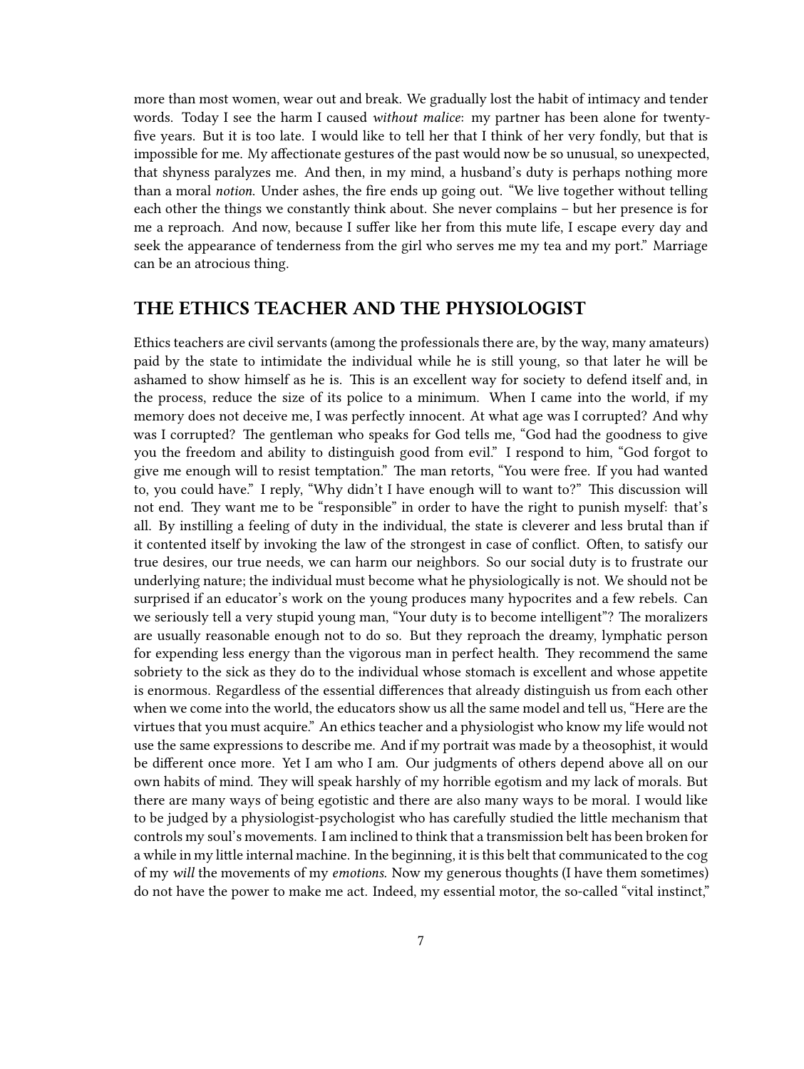more than most women, wear out and break. We gradually lost the habit of intimacy and tender words. Today I see the harm I caused *without malice*: my partner has been alone for twenty-five years. But it is too late. I would like to tell her that I think of her very fondly, but that is impossible for me. My affectionate gestures of the past would now be so unusual, so unexpected, that shyness paralyzes me. And then, in my mind, a husband's duty is perhaps nothing more than a moral *notion*. Under ashes, the fire ends up going out. "We live together without telling each other the things we constantly think about. She never complains – but her presence is for me a reproach. And now, because I suffer like her from this mute life, I escape every day and seek the appearance of tenderness from the girl who serves me my tea and my port." Marriage can be an atrocious thing.

## THE ETHICS TEACHER AND THE PHYSIOLOGIST

Ethics teachers are civil servants (among the professionals there are, by the way, many amateurs) paid by the state to intimidate the individual while he is still young, so that later he will be ashamed to show himself as he is. This is an excellent way for society to defend itself and, in the process, reduce the size of its police to a minimum. When I came into the world, if my memory does not deceive me, I was perfectly innocent. At what age was I corrupted? And why was I corrupted? The gentleman who speaks for God tells me, "God had the goodness to give you the freedom and ability to distinguish good from evil." I respond to him, "God forgot to give me enough will to resist temptation." The man retorts, "You were free. If you had wanted to, you could have." I reply, "Why didn't I have enough will to want to?" This discussion will not end. They want me to be "responsible" in order to have the right to punish myself: that's all. By instilling a feeling of duty in the individual, the state is cleverer and less brutal than if it contented itself by invoking the law of the strongest in case of conflict. Often, to satisfy our true desires, our true needs, we can harm our neighbors. So our social duty is to frustrate our underlying nature; the individual must become what he physiologically is not. We should not be surprised if an educator's work on the young produces many hypocrites and a few rebels. Can we seriously tell a very stupid young man, "Your duty is to become intelligent"? The moralizers are usually reasonable enough not to do so. But they reproach the dreamy, lymphatic person for expending less energy than the vigorous man in perfect health. They recommend the same sobriety to the sick as they do to the individual whose stomach is excellent and whose appetite is enormous. Regardless of the essential differences that already distinguish us from each other when we come into the world, the educators show us all the same model and tell us, "Here are the virtues that you must acquire." An ethics teacher and a physiologist who know my life would not use the same expressions to describe me. And if my portrait was made by a theosophist, it would be different once more. Yet I am who I am. Our judgments of others depend above all on our own habits of mind. They will speak harshly of my horrible egotism and my lack of morals. But there are many ways of being egotistic and there are also many ways to be moral. I would like to be judged by a physiologist-psychologist who has carefully studied the little mechanism that controls my soul's movements. I am inclined to think that a transmission belt has been broken for a while in my little internal machine. In the beginning, it is this belt that communicated to the cog of my *will* the movements of my *emotions*. Now my generous thoughts (I have them sometimes) do not have the power to make me act. Indeed, my essential motor, the so-called "vital instinct,"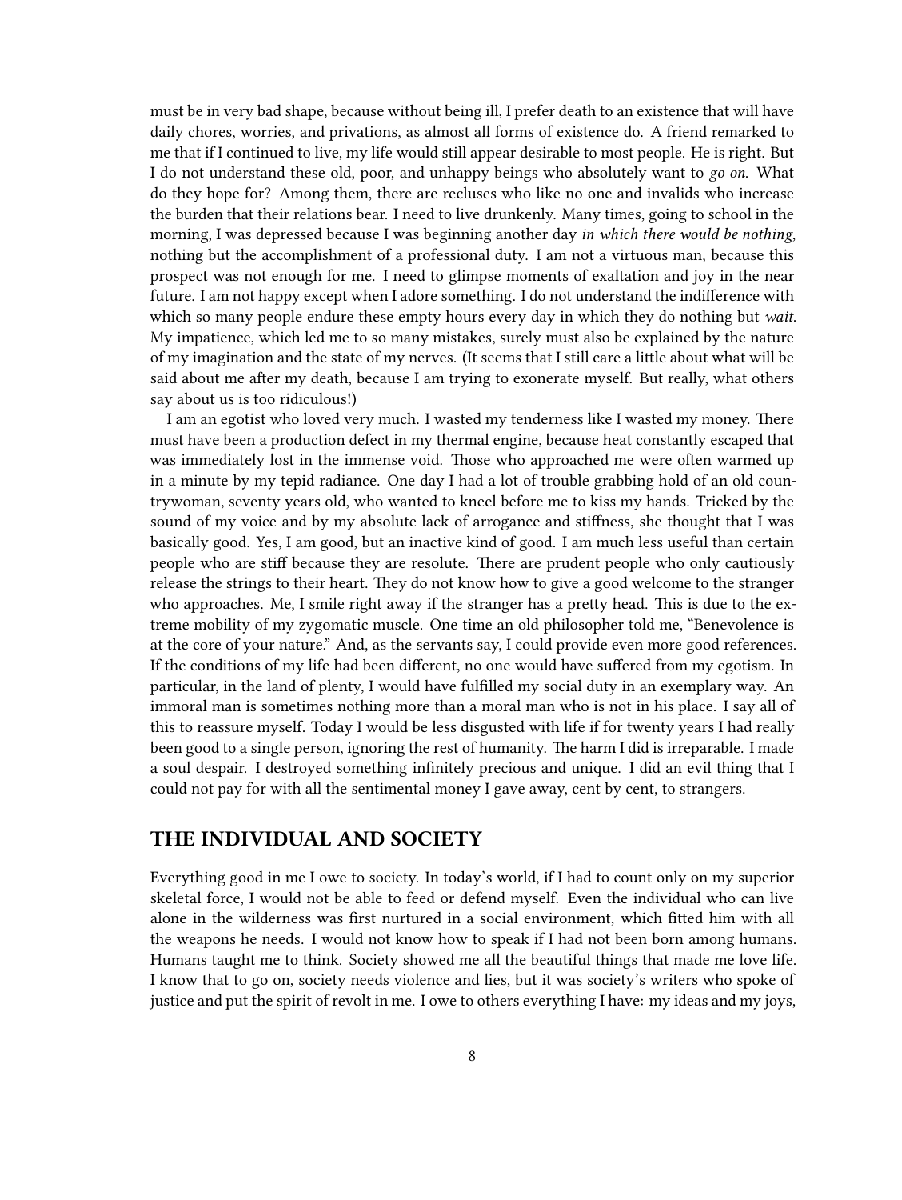must be in very bad shape, because without being ill, I prefer death to an existence that will have daily chores, worries, and privations, as almost all forms of existence do. A friend remarked to me that if I continued to live, my life would still appear desirable to most people. He is right. But I do not understand these old, poor, and unhappy beings who absolutely want to *go on*. What do they hope for? Among them, there are recluses who like no one and invalids who increase the burden that their relations bear. I need to live drunkenly. Many times, going to school in the morning, I was depressed because I was beginning another day *in which there would be nothing*, nothing but the accomplishment of a professional duty. I am not a virtuous man, because this prospect was not enough for me. I need to glimpse moments of exaltation and joy in the near future. I am not happy except when I adore something. I do not understand the indifference with which so many people endure these empty hours every day in which they do nothing but *wait*. My impatience, which led me to so many mistakes, surely must also be explained by the nature of my imagination and the state of my nerves. (It seems that I still care a little about what will be said about me after my death, because I am trying to exonerate myself. But really, what others say about us is too ridiculous!)

I am an egotist who loved very much. I wasted my tenderness like I wasted my money. There must have been a production defect in my thermal engine, because heat constantly escaped that was immediately lost in the immense void. Those who approached me were often warmed up in a minute by my tepid radiance. One day I had a lot of trouble grabbing hold of an old countrywoman, seventy years old, who wanted to kneel before me to kiss my hands. Tricked by the sound of my voice and by my absolute lack of arrogance and stiffness, she thought that I was basically good. Yes, I am good, but an inactive kind of good. I am much less useful than certain people who are stiff because they are resolute. There are prudent people who only cautiously release the strings to their heart. They do not know how to give a good welcome to the stranger who approaches. Me, I smile right away if the stranger has a pretty head. This is due to the extreme mobility of my zygomatic muscle. One time an old philosopher told me, "Benevolence is at the core of your nature." And, as the servants say, I could provide even more good references. If the conditions of my life had been different, no one would have suffered from my egotism. In particular, in the land of plenty, I would have fulfilled my social duty in an exemplary way. An immoral man is sometimes nothing more than a moral man who is not in his place. I say all of this to reassure myself. Today I would be less disgusted with life if for twenty years I had really been good to a single person, ignoring the rest of humanity. The harm I did is irreparable. I made a soul despair. I destroyed something infinitely precious and unique. I did an evil thing that I could not pay for with all the sentimental money I gave away, cent by cent, to strangers.

## THE INDIVIDUAL AND SOCIETY

Everything good in me I owe to society. In today's world, if I had to count only on my superior skeletal force, I would not be able to feed or defend myself. Even the individual who can live alone in the wilderness was first nurtured in a social environment, which fitted him with all the weapons he needs. I would not know how to speak if I had not been born among humans. Humans taught me to think. Society showed me all the beautiful things that made me love life. I know that to go on, society needs violence and lies, but it was society's writers who spoke of justice and put the spirit of revolt in me. I owe to others everything I have: my ideas and my joys,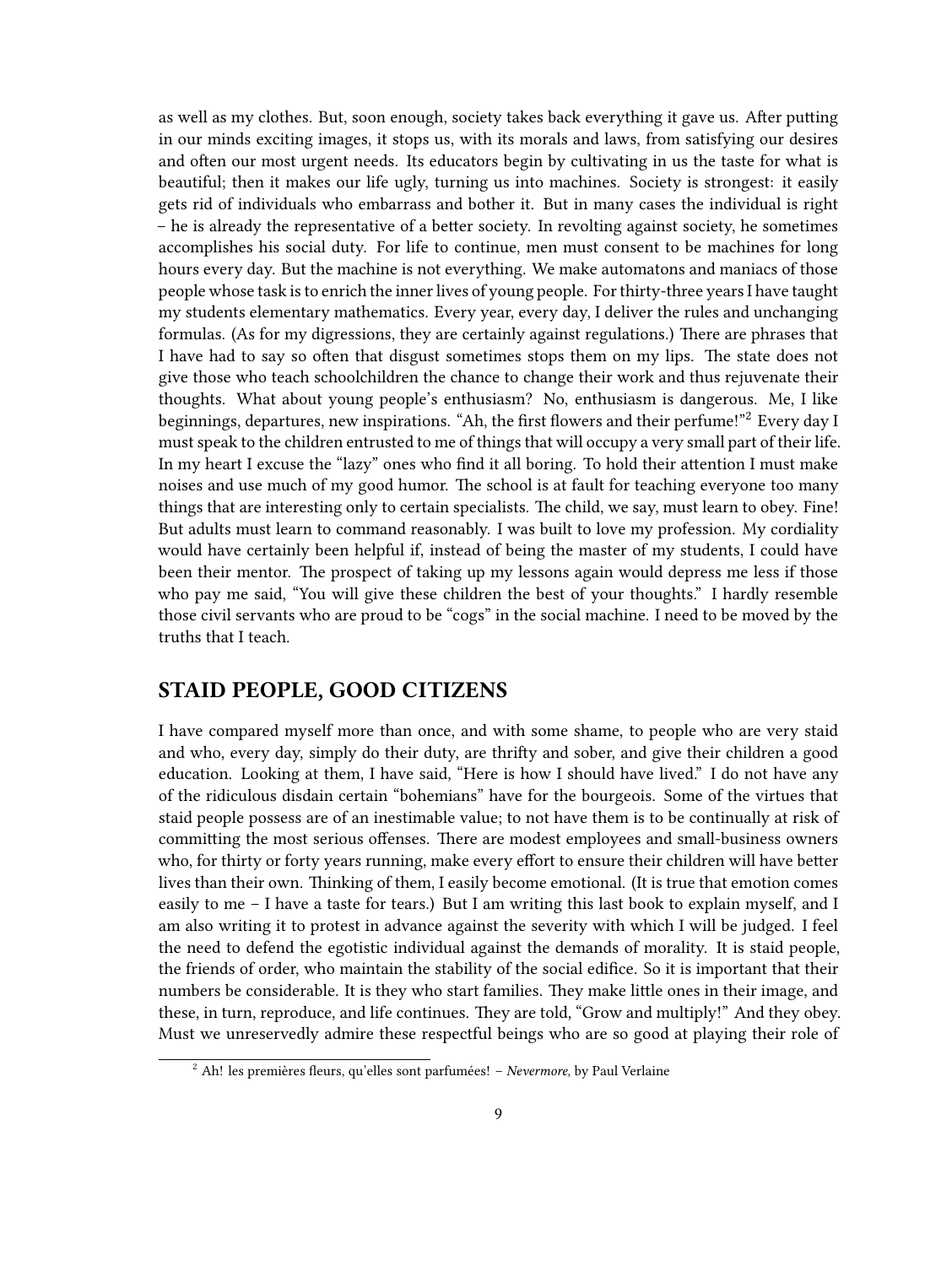as well as my clothes. But, soon enough, society takes back everything it gave us. After putting in our minds exciting images, it stops us, with its morals and laws, from satisfying our desires and often our most urgent needs. Its educators begin by cultivating in us the taste for what is beautiful; then it makes our life ugly, turning us into machines. Society is strongest: it easily gets rid of individuals who embarrass and bother it. But in many cases the individual is right – he is already the representative of a better society. In revolting against society, he sometimes accomplishes his social duty. For life to continue, men must consent to be machines for long hours every day. But the machine is not everything. We make automatons and maniacs of those people whose task is to enrich the inner lives of young people. For thirty-three years I have taught my students elementary mathematics. Every year, every day, I deliver the rules and unchanging formulas. (As for my digressions, they are certainly against regulations.) There are phrases that I have had to say so often that disgust sometimes stops them on my lips. The state does not give those who teach schoolchildren the chance to change their work and thus rejuvenate their thoughts. What about young people's enthusiasm? No, enthusiasm is dangerous. Me, I like beginnings, departures, new inspirations. "Ah, the first flowers and their perfume!"[2] Every day I must speak to the children entrusted to me of things that will occupy a very small part of their life. In my heart I excuse the "lazy" ones who find it all boring. To hold their attention I must make noises and use much of my good humor. The school is at fault for teaching everyone too many things that are interesting only to certain specialists. The child, we say, must learn to obey. Fine! But adults must learn to command reasonably. I was built to love my profession. My cordiality would have certainly been helpful if, instead of being the master of my students, I could have been their mentor. The prospect of taking up my lessons again would depress me less if those who pay me said, "You will give these children the best of your thoughts." I hardly resemble those civil servants who are proud to be "cogs" in the social machine. I need to be moved by the truths that I teach.

## STAID PEOPLE, GOOD CITIZENS

I have compared myself more than once, and with some shame, to people who are very staid and who, every day, simply do their duty, are thrifty and sober, and give their children a good education. Looking at them, I have said, "Here is how I should have lived." I do not have any of the ridiculous disdain certain "bohemians" have for the bourgeois. Some of the virtues that staid people possess are of an inestimable value; to not have them is to be continually at risk of committing the most serious offenses. There are modest employees and small-business owners who, for thirty or forty years running, make every effort to ensure their children will have better lives than their own. Thinking of them, I easily become emotional. (It is true that emotion comes easily to me – I have a taste for tears.) But I am writing this last book to explain myself, and I am also writing it to protest in advance against the severity with which I will be judged. I feel the need to defend the egotistic individual against the demands of morality. It is staid people, the friends of order, who maintain the stability of the social edifice. So it is important that their numbers be considerable. It is they who start families. They make little ones in their image, and these, in turn, reproduce, and life continues. They are told, "Grow and multiply!" And they obey. Must we unreservedly admire these respectful beings who are so good at playing their role of

---

[2] Ah! les premières fleurs, qu'elles sont parfumées! – *Nevermore*, by Paul Verlaine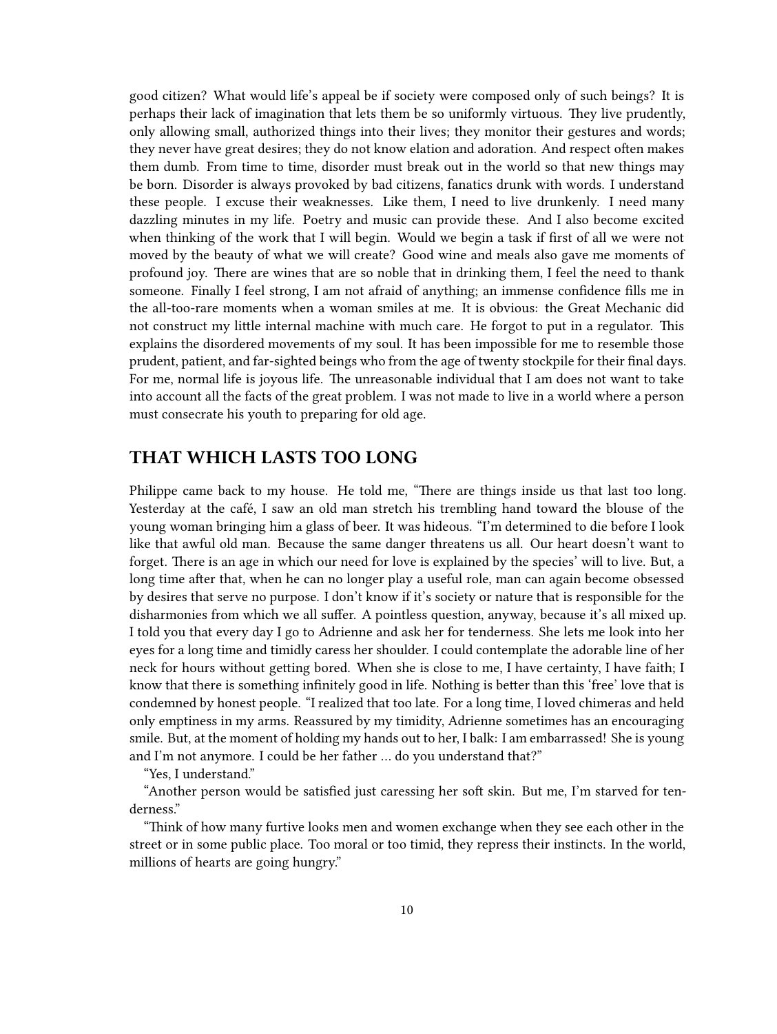good citizen? What would life's appeal be if society were composed only of such beings? It is perhaps their lack of imagination that lets them be so uniformly virtuous. They live prudently, only allowing small, authorized things into their lives; they monitor their gestures and words; they never have great desires; they do not know elation and adoration. And respect often makes them dumb. From time to time, disorder must break out in the world so that new things may be born. Disorder is always provoked by bad citizens, fanatics drunk with words. I understand these people. I excuse their weaknesses. Like them, I need to live drunkenly. I need many dazzling minutes in my life. Poetry and music can provide these. And I also become excited when thinking of the work that I will begin. Would we begin a task if first of all we were not moved by the beauty of what we will create? Good wine and meals also gave me moments of profound joy. There are wines that are so noble that in drinking them, I feel the need to thank someone. Finally I feel strong, I am not afraid of anything; an immense confidence fills me in the all-too-rare moments when a woman smiles at me. It is obvious: the Great Mechanic did not construct my little internal machine with much care. He forgot to put in a regulator. This explains the disordered movements of my soul. It has been impossible for me to resemble those prudent, patient, and far-sighted beings who from the age of twenty stockpile for their final days. For me, normal life is joyous life. The unreasonable individual that I am does not want to take into account all the facts of the great problem. I was not made to live in a world where a person must consecrate his youth to preparing for old age.

## THAT WHICH LASTS TOO LONG

Philippe came back to my house. He told me, "There are things inside us that last too long. Yesterday at the café, I saw an old man stretch his trembling hand toward the blouse of the young woman bringing him a glass of beer. It was hideous. "I'm determined to die before I look like that awful old man. Because the same danger threatens us all. Our heart doesn't want to forget. There is an age in which our need for love is explained by the species' will to live. But, a long time after that, when he can no longer play a useful role, man can again become obsessed by desires that serve no purpose. I don't know if it's society or nature that is responsible for the disharmonies from which we all suffer. A pointless question, anyway, because it's all mixed up. I told you that every day I go to Adrienne and ask her for tenderness. She lets me look into her eyes for a long time and timidly caress her shoulder. I could contemplate the adorable line of her neck for hours without getting bored. When she is close to me, I have certainty, I have faith; I know that there is something infinitely good in life. Nothing is better than this 'free' love that is condemned by honest people. "I realized that too late. For a long time, I loved chimeras and held only emptiness in my arms. Reassured by my timidity, Adrienne sometimes has an encouraging smile. But, at the moment of holding my hands out to her, I balk: I am embarrassed! She is young and I'm not anymore. I could be her father … do you understand that?"

"Yes, I understand."

"Another person would be satisfied just caressing her soft skin. But me, I'm starved for tenderness."

"Think of how many furtive looks men and women exchange when they see each other in the street or in some public place. Too moral or too timid, they repress their instincts. In the world, millions of hearts are going hungry."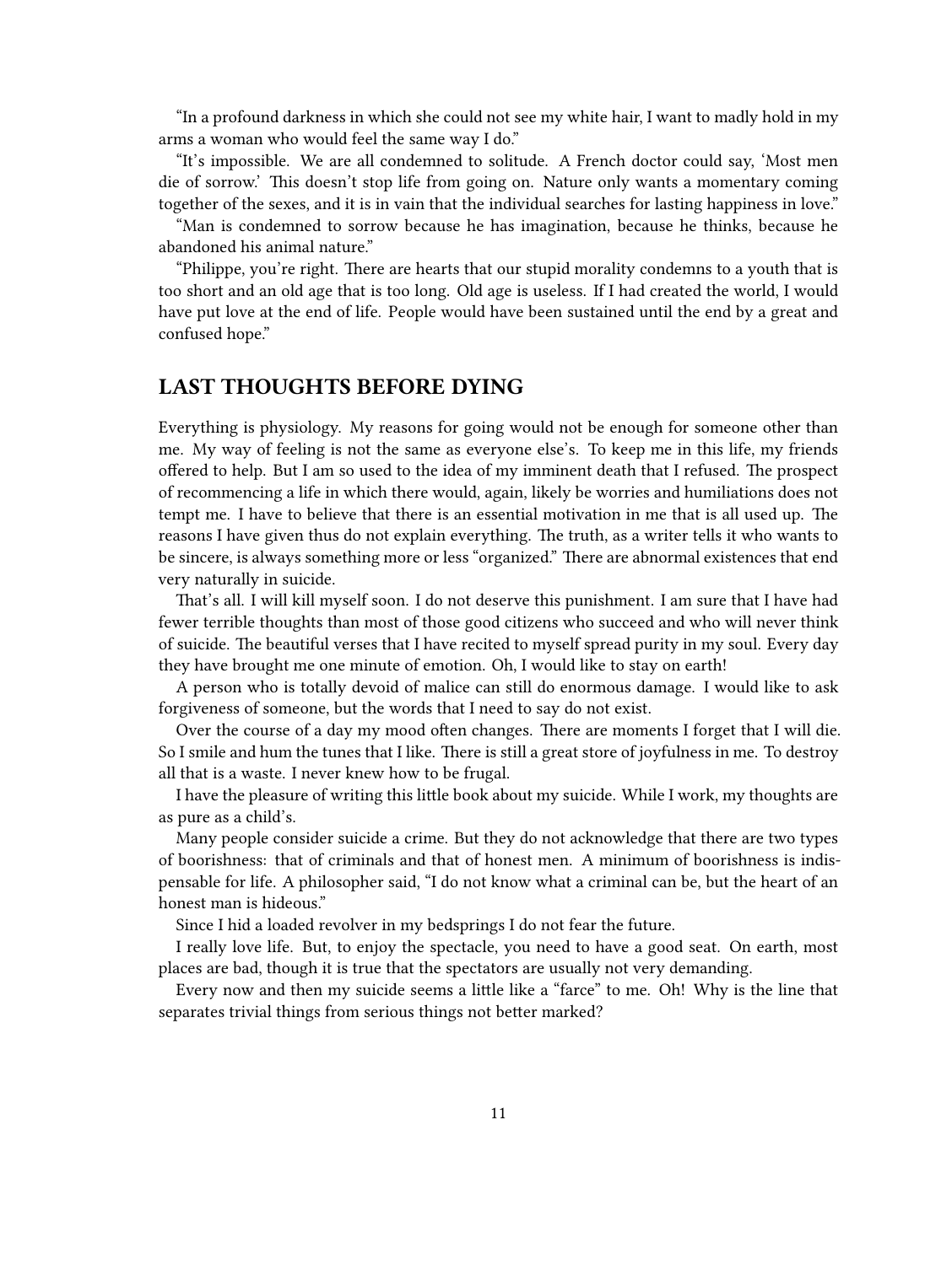"In a profound darkness in which she could not see my white hair, I want to madly hold in my arms a woman who would feel the same way I do."

"It's impossible. We are all condemned to solitude. A French doctor could say, 'Most men die of sorrow.' This doesn't stop life from going on. Nature only wants a momentary coming together of the sexes, and it is in vain that the individual searches for lasting happiness in love."

"Man is condemned to sorrow because he has imagination, because he thinks, because he abandoned his animal nature."

"Philippe, you're right. There are hearts that our stupid morality condemns to a youth that is too short and an old age that is too long. Old age is useless. If I had created the world, I would have put love at the end of life. People would have been sustained until the end by a great and confused hope."

## LAST THOUGHTS BEFORE DYING

Everything is physiology. My reasons for going would not be enough for someone other than me. My way of feeling is not the same as everyone else's. To keep me in this life, my friends offered to help. But I am so used to the idea of my imminent death that I refused. The prospect of recommencing a life in which there would, again, likely be worries and humiliations does not tempt me. I have to believe that there is an essential motivation in me that is all used up. The reasons I have given thus do not explain everything. The truth, as a writer tells it who wants to be sincere, is always something more or less "organized." There are abnormal existences that end very naturally in suicide.

That's all. I will kill myself soon. I do not deserve this punishment. I am sure that I have had fewer terrible thoughts than most of those good citizens who succeed and who will never think of suicide. The beautiful verses that I have recited to myself spread purity in my soul. Every day they have brought me one minute of emotion. Oh, I would like to stay on earth!

A person who is totally devoid of malice can still do enormous damage. I would like to ask forgiveness of someone, but the words that I need to say do not exist.

Over the course of a day my mood often changes. There are moments I forget that I will die. So I smile and hum the tunes that I like. There is still a great store of joyfulness in me. To destroy all that is a waste. I never knew how to be frugal.

I have the pleasure of writing this little book about my suicide. While I work, my thoughts are as pure as a child's.

Many people consider suicide a crime. But they do not acknowledge that there are two types of boorishness: that of criminals and that of honest men. A minimum of boorishness is indispensable for life. A philosopher said, "I do not know what a criminal can be, but the heart of an honest man is hideous."

Since I hid a loaded revolver in my bedsprings I do not fear the future.

I really love life. But, to enjoy the spectacle, you need to have a good seat. On earth, most places are bad, though it is true that the spectators are usually not very demanding.

Every now and then my suicide seems a little like a "farce" to me. Oh! Why is the line that separates trivial things from serious things not better marked?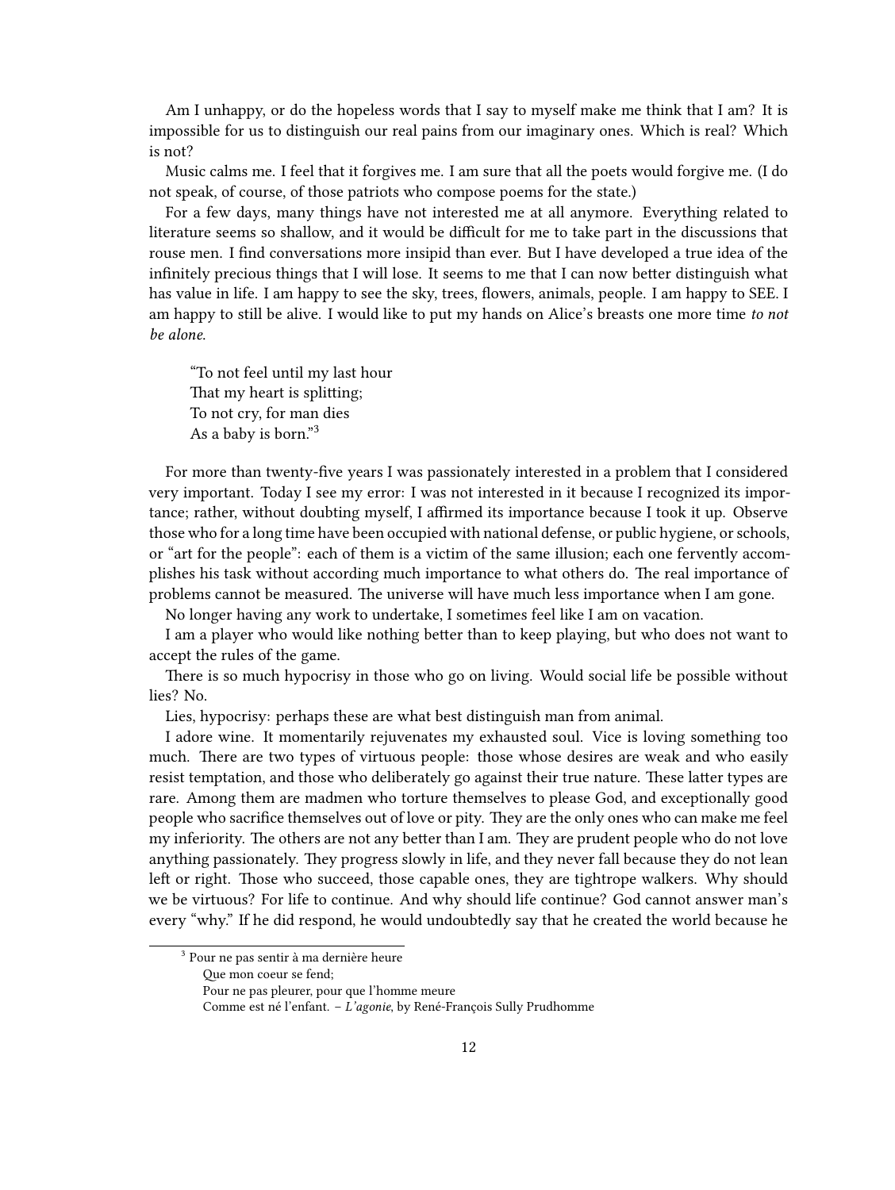Am I unhappy, or do the hopeless words that I say to myself make me think that I am? It is impossible for us to distinguish our real pains from our imaginary ones. Which is real? Which is not?

Music calms me. I feel that it forgives me. I am sure that all the poets would forgive me. (I do not speak, of course, of those patriots who compose poems for the state.)

For a few days, many things have not interested me at all anymore. Everything related to literature seems so shallow, and it would be difficult for me to take part in the discussions that rouse men. I find conversations more insipid than ever. But I have developed a true idea of the infinitely precious things that I will lose. It seems to me that I can now better distinguish what has value in life. I am happy to see the sky, trees, flowers, animals, people. I am happy to SEE. I am happy to still be alive. I would like to put my hands on Alice's breasts one more time *to not be alone*.

> "To not feel until my last hour
> That my heart is splitting;
> To not cry, for man dies
> As a baby is born."[3]

For more than twenty-five years I was passionately interested in a problem that I considered very important. Today I see my error: I was not interested in it because I recognized its importance; rather, without doubting myself, I affirmed its importance because I took it up. Observe those who for a long time have been occupied with national defense, or public hygiene, or schools, or "art for the people": each of them is a victim of the same illusion; each one fervently accomplishes his task without according much importance to what others do. The real importance of problems cannot be measured. The universe will have much less importance when I am gone.

No longer having any work to undertake, I sometimes feel like I am on vacation.

I am a player who would like nothing better than to keep playing, but who does not want to accept the rules of the game.

There is so much hypocrisy in those who go on living. Would social life be possible without lies? No.

Lies, hypocrisy: perhaps these are what best distinguish man from animal.

I adore wine. It momentarily rejuvenates my exhausted soul. Vice is loving something too much. There are two types of virtuous people: those whose desires are weak and who easily resist temptation, and those who deliberately go against their true nature. These latter types are rare. Among them are madmen who torture themselves to please God, and exceptionally good people who sacrifice themselves out of love or pity. They are the only ones who can make me feel my inferiority. The others are not any better than I am. They are prudent people who do not love anything passionately. They progress slowly in life, and they never fall because they do not lean left or right. Those who succeed, those capable ones, they are tightrope walkers. Why should we be virtuous? For life to continue. And why should life continue? God cannot answer man's every "why." If he did respond, he would undoubtedly say that he created the world because he

---

[3] Pour ne pas sentir à ma dernière heure
Que mon coeur se fend;
Pour ne pas pleurer, pour que l'homme meure
Comme est né l'enfant. – *L'agonie*, by René-François Sully Prudhomme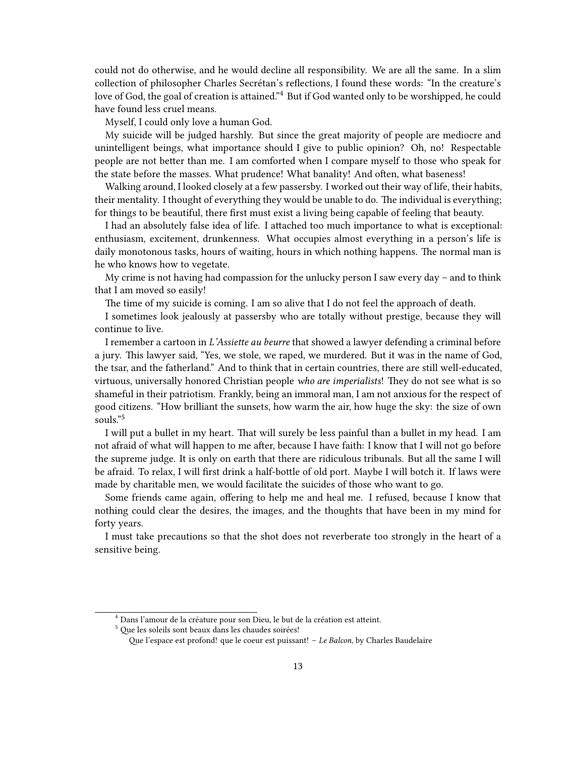could not do otherwise, and he would decline all responsibility. We are all the same. In a slim collection of philosopher Charles Secrétan's reflections, I found these words: "In the creature's love of God, the goal of creation is attained."[4] But if God wanted only to be worshipped, he could have found less cruel means.

Myself, I could only love a human God.

My suicide will be judged harshly. But since the great majority of people are mediocre and unintelligent beings, what importance should I give to public opinion? Oh, no! Respectable people are not better than me. I am comforted when I compare myself to those who speak for the state before the masses. What prudence! What banality! And often, what baseness!

Walking around, I looked closely at a few passersby. I worked out their way of life, their habits, their mentality. I thought of everything they would be unable to do. The individual is everything; for things to be beautiful, there first must exist a living being capable of feeling that beauty.

I had an absolutely false idea of life. I attached too much importance to what is exceptional: enthusiasm, excitement, drunkenness. What occupies almost everything in a person's life is daily monotonous tasks, hours of waiting, hours in which nothing happens. The normal man is he who knows how to vegetate.

My crime is not having had compassion for the unlucky person I saw every day – and to think that I am moved so easily!

The time of my suicide is coming. I am so alive that I do not feel the approach of death.

I sometimes look jealously at passersby who are totally without prestige, because they will continue to live.

I remember a cartoon in *L'Assiette au beurre* that showed a lawyer defending a criminal before a jury. This lawyer said, "Yes, we stole, we raped, we murdered. But it was in the name of God, the tsar, and the fatherland." And to think that in certain countries, there are still well-educated, virtuous, universally honored Christian people *who are imperialists*! They do not see what is so shameful in their patriotism. Frankly, being an immoral man, I am not anxious for the respect of good citizens. "How brilliant the sunsets, how warm the air, how huge the sky: the size of own souls."[5]

I will put a bullet in my heart. That will surely be less painful than a bullet in my head. I am not afraid of what will happen to me after, because I have faith: I know that I will not go before the supreme judge. It is only on earth that there are ridiculous tribunals. But all the same I will be afraid. To relax, I will first drink a half-bottle of old port. Maybe I will botch it. If laws were made by charitable men, we would facilitate the suicides of those who want to go.

Some friends came again, offering to help me and heal me. I refused, because I know that nothing could clear the desires, the images, and the thoughts that have been in my mind for forty years.

I must take precautions so that the shot does not reverberate too strongly in the heart of a sensitive being.

---

[4] Dans l'amour de la créature pour son Dieu, le but de la création est atteint.

[5] Que les soleils sont beaux dans les chaudes soirées!
Que l'espace est profond! que le coeur est puissant! – *Le Balcon*, by Charles Baudelaire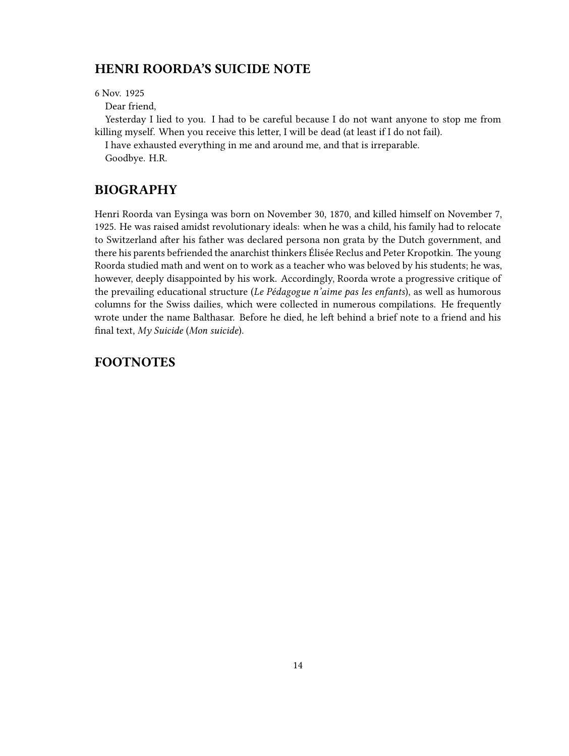## HENRI ROORDA'S SUICIDE NOTE

6 Nov. 1925

Dear friend,

Yesterday I lied to you. I had to be careful because I do not want anyone to stop me from killing myself. When you receive this letter, I will be dead (at least if I do not fail).

I have exhausted everything in me and around me, and that is irreparable.

Goodbye. H.R.

## BIOGRAPHY

Henri Roorda van Eysinga was born on November 30, 1870, and killed himself on November 7, 1925. He was raised amidst revolutionary ideals: when he was a child, his family had to relocate to Switzerland after his father was declared persona non grata by the Dutch government, and there his parents befriended the anarchist thinkers Élisée Reclus and Peter Kropotkin. The young Roorda studied math and went on to work as a teacher who was beloved by his students; he was, however, deeply disappointed by his work. Accordingly, Roorda wrote a progressive critique of the prevailing educational structure (*Le Pédagogue n'aime pas les enfants*), as well as humorous columns for the Swiss dailies, which were collected in numerous compilations. He frequently wrote under the name Balthasar. Before he died, he left behind a brief note to a friend and his final text, *My Suicide* (*Mon suicide*).

## FOOTNOTES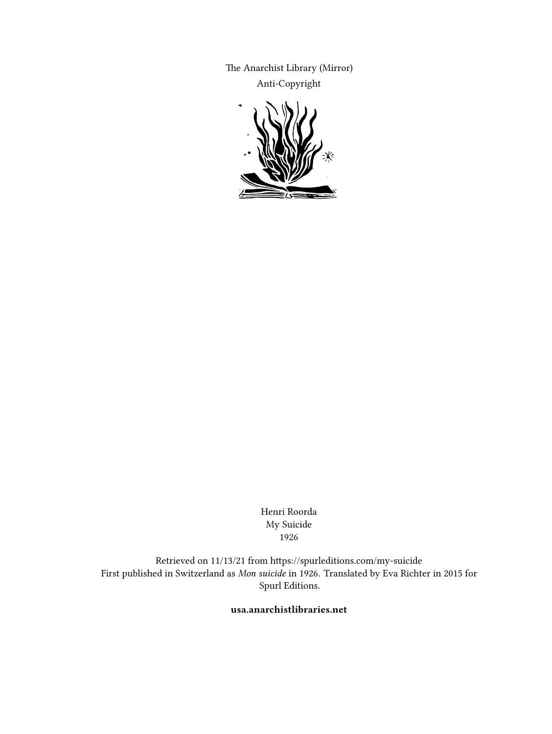The Anarchist Library (Mirror)
Anti-Copyright

Henri Roorda
My Suicide
1926

Retrieved on 11/13/21 from https://spurleditions.com/my-suicide
First published in Switzerland as *Mon suicide* in 1926. Translated by Eva Richter in 2015 for Spurl Editions.

**usa.anarchistlibraries.net**